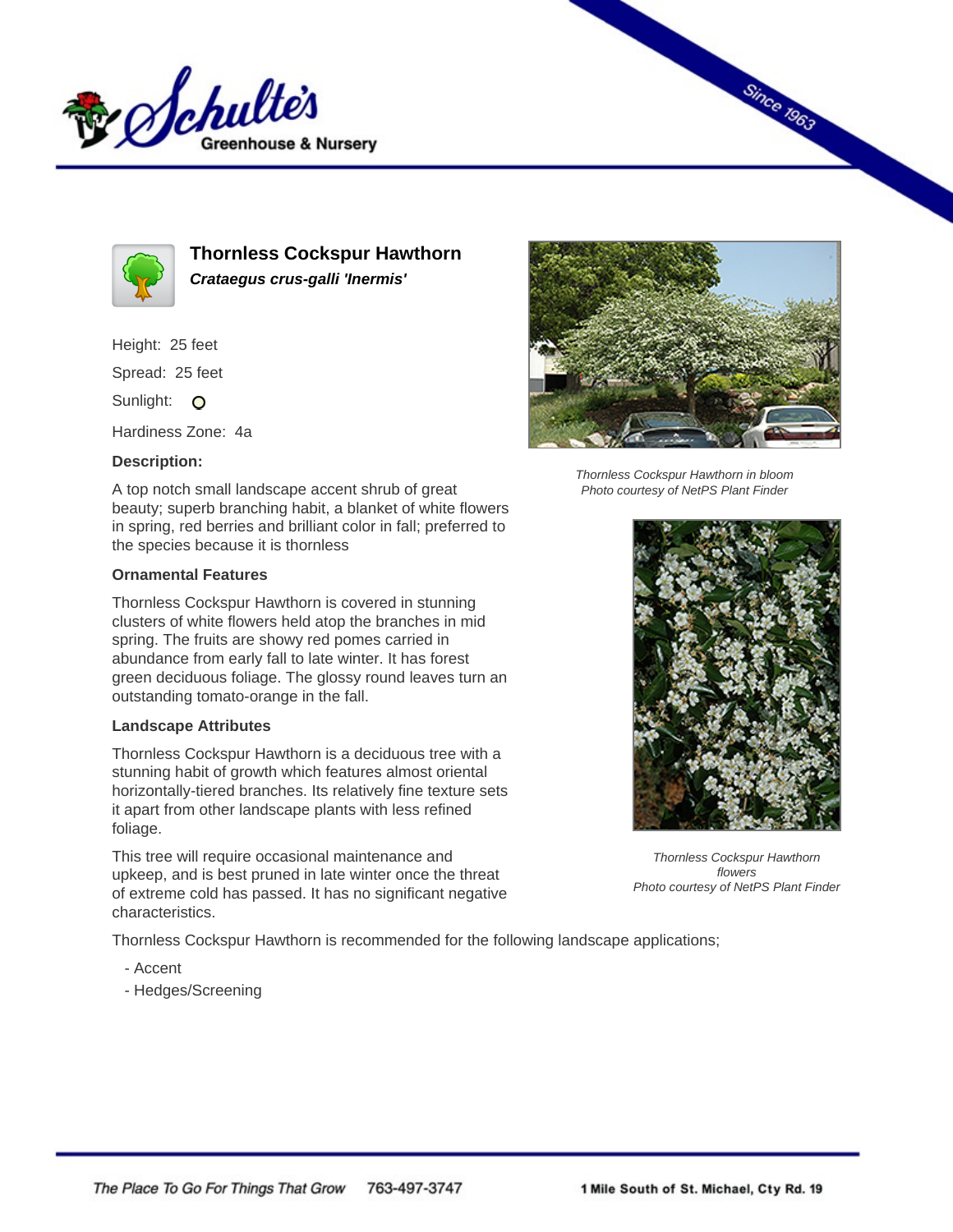Schulte's Greenhouse & Nursery

Since 1963

# Thornless Cockspur Hawthorn

***Crataegus crus-galli 'Inermis'***

Height: 25 feet

Spread: 25 feet

Sunlight: O

Hardiness Zone: 4a

### Description:

A top notch small landscape accent shrub of great beauty; superb branching habit, a blanket of white flowers in spring, red berries and brilliant color in fall; preferred to the species because it is thornless

### Ornamental Features

Thornless Cockspur Hawthorn is covered in stunning clusters of white flowers held atop the branches in mid spring. The fruits are showy red pomes carried in abundance from early fall to late winter. It has forest green deciduous foliage. The glossy round leaves turn an outstanding tomato-orange in the fall.

### Landscape Attributes

Thornless Cockspur Hawthorn is a deciduous tree with a stunning habit of growth which features almost oriental horizontally-tiered branches. Its relatively fine texture sets it apart from other landscape plants with less refined foliage.

This tree will require occasional maintenance and upkeep, and is best pruned in late winter once the threat of extreme cold has passed. It has no significant negative characteristics.

Thornless Cockspur Hawthorn is recommended for the following landscape applications;

- Accent
- Hedges/Screening

*Thornless Cockspur Hawthorn in bloom*
*Photo courtesy of NetPS Plant Finder*

*Thornless Cockspur Hawthorn flowers*
*Photo courtesy of NetPS Plant Finder*

*The Place To Go For Things That Grow* 763-497-3747 **1 Mile South of St. Michael, Cty Rd. 19**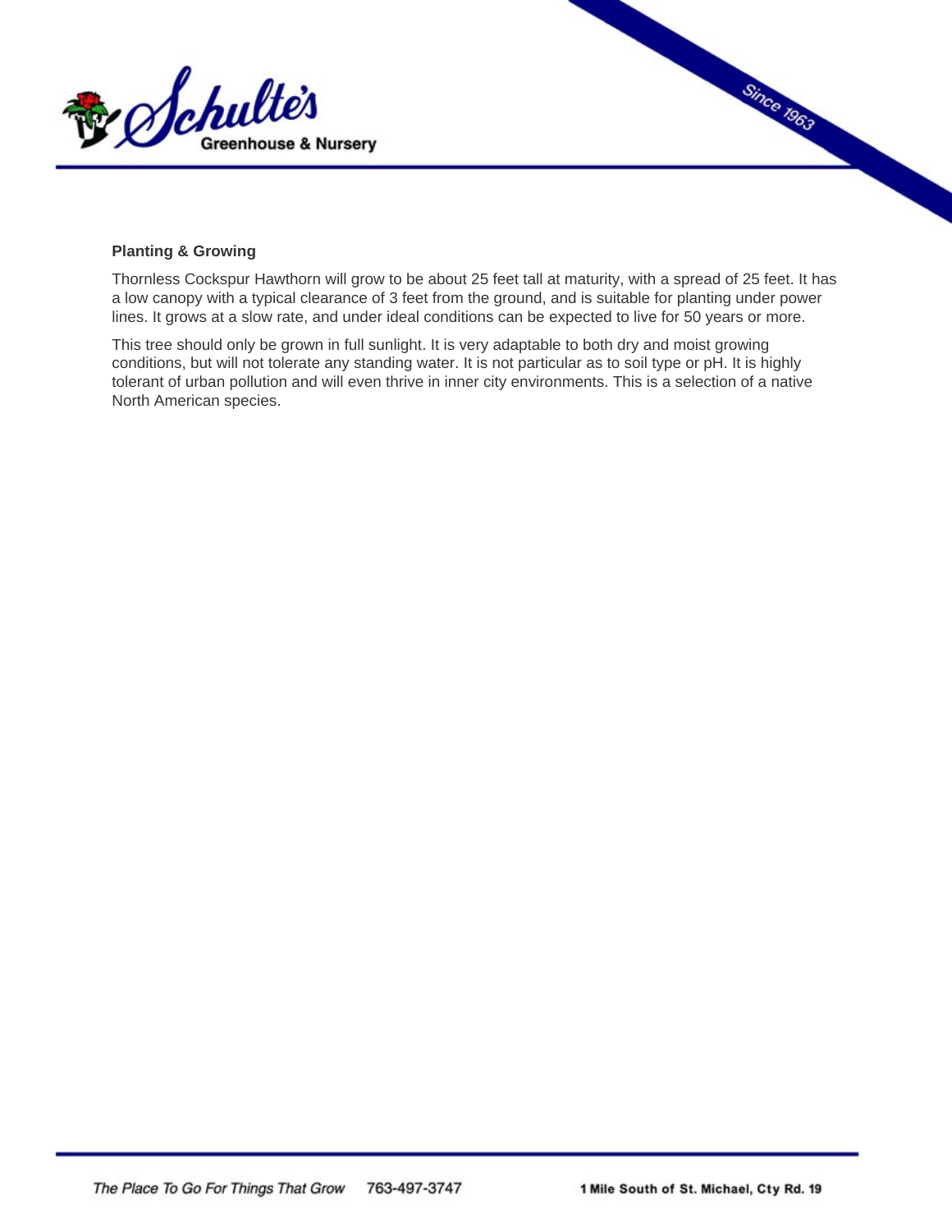### Planting & Growing

Thornless Cockspur Hawthorn will grow to be about 25 feet tall at maturity, with a spread of 25 feet. It has a low canopy with a typical clearance of 3 feet from the ground, and is suitable for planting under power lines. It grows at a slow rate, and under ideal conditions can be expected to live for 50 years or more.

This tree should only be grown in full sunlight. It is very adaptable to both dry and moist growing conditions, but will not tolerate any standing water. It is not particular as to soil type or pH. It is highly tolerant of urban pollution and will even thrive in inner city environments. This is a selection of a native North American species.